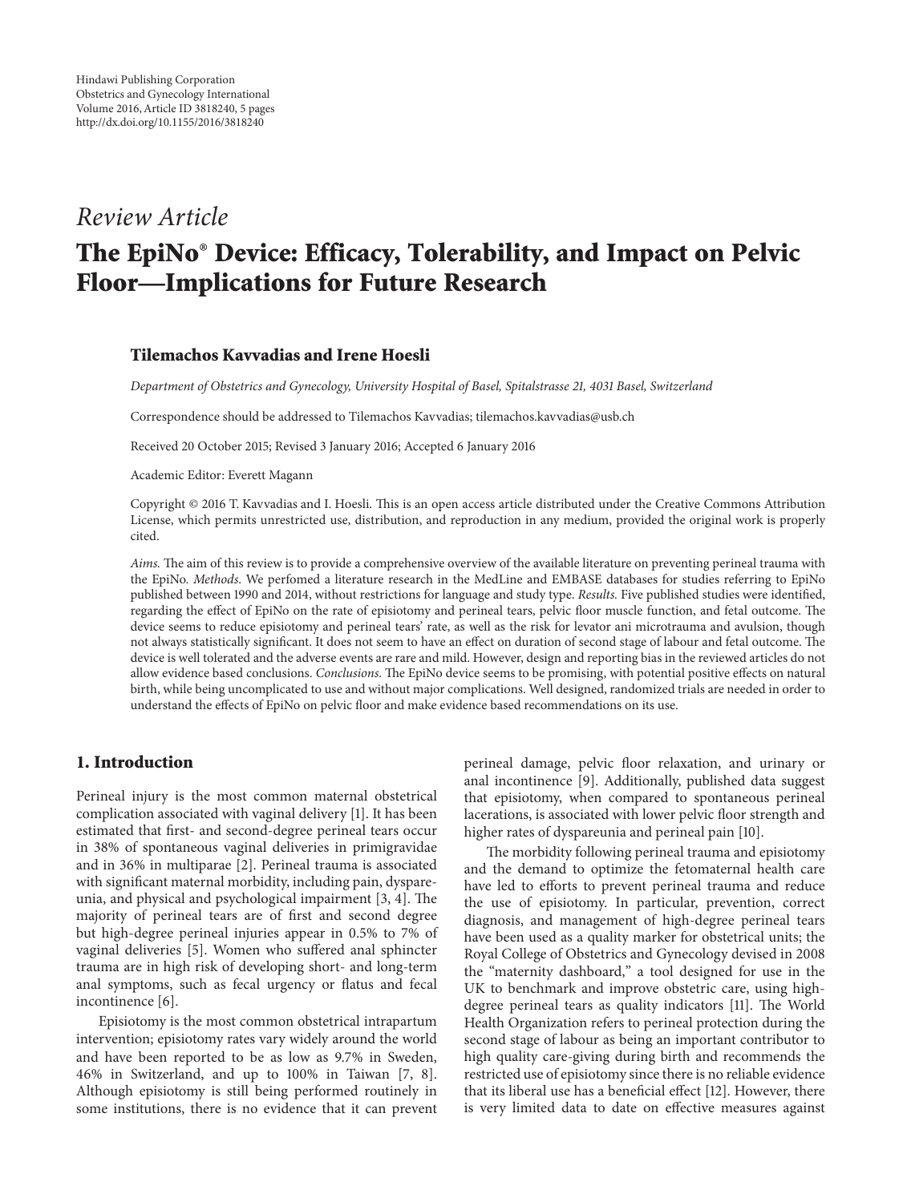Hindawi Publishing Corporation
Obstetrics and Gynecology International
Volume 2016, Article ID 3818240, 5 pages
http://dx.doi.org/10.1155/2016/3818240

*Review Article*

# The EpiNo® Device: Efficacy, Tolerability, and Impact on Pelvic Floor—Implications for Future Research

**Tilemachos Kavvadias and Irene Hoesli**

*Department of Obstetrics and Gynecology, University Hospital of Basel, Spitalstrasse 21, 4031 Basel, Switzerland*

Correspondence should be addressed to Tilemachos Kavvadias; tilemachos.kavvadias@usb.ch

Received 20 October 2015; Revised 3 January 2016; Accepted 6 January 2016

Academic Editor: Everett Magann

Copyright © 2016 T. Kavvadias and I. Hoesli. This is an open access article distributed under the Creative Commons Attribution License, which permits unrestricted use, distribution, and reproduction in any medium, provided the original work is properly cited.

*Aims.* The aim of this review is to provide a comprehensive overview of the available literature on preventing perineal trauma with the EpiNo. *Methods.* We perfomed a literature research in the MedLine and EMBASE databases for studies referring to EpiNo published between 1990 and 2014, without restrictions for language and study type. *Results.* Five published studies were identified, regarding the effect of EpiNo on the rate of episiotomy and perineal tears, pelvic floor muscle function, and fetal outcome. The device seems to reduce episiotomy and perineal tears' rate, as well as the risk for levator ani microtrauma and avulsion, though not always statistically significant. It does not seem to have an effect on duration of second stage of labour and fetal outcome. The device is well tolerated and the adverse events are rare and mild. However, design and reporting bias in the reviewed articles do not allow evidence based conclusions. *Conclusions.* The EpiNo device seems to be promising, with potential positive effects on natural birth, while being uncomplicated to use and without major complications. Well designed, randomized trials are needed in order to understand the effects of EpiNo on pelvic floor and make evidence based recommendations on its use.

## 1. Introduction

Perineal injury is the most common maternal obstetrical complication associated with vaginal delivery [1]. It has been estimated that first- and second-degree perineal tears occur in 38% of spontaneous vaginal deliveries in primigravidae and in 36% in multiparae [2]. Perineal trauma is associated with significant maternal morbidity, including pain, dyspareunia, and physical and psychological impairment [3, 4]. The majority of perineal tears are of first and second degree but high-degree perineal injuries appear in 0.5% to 7% of vaginal deliveries [5]. Women who suffered anal sphincter trauma are in high risk of developing short- and long-term anal symptoms, such as fecal urgency or flatus and fecal incontinence [6].

Episiotomy is the most common obstetrical intrapartum intervention; episiotomy rates vary widely around the world and have been reported to be as low as 9.7% in Sweden, 46% in Switzerland, and up to 100% in Taiwan [7, 8]. Although episiotomy is still being performed routinely in some institutions, there is no evidence that it can prevent perineal damage, pelvic floor relaxation, and urinary or anal incontinence [9]. Additionally, published data suggest that episiotomy, when compared to spontaneous perineal lacerations, is associated with lower pelvic floor strength and higher rates of dyspareunia and perineal pain [10].

The morbidity following perineal trauma and episiotomy and the demand to optimize the fetomaternal health care have led to efforts to prevent perineal trauma and reduce the use of episiotomy. In particular, prevention, correct diagnosis, and management of high-degree perineal tears have been used as a quality marker for obstetrical units; the Royal College of Obstetrics and Gynecology devised in 2008 the "maternity dashboard," a tool designed for use in the UK to benchmark and improve obstetric care, using high-degree perineal tears as quality indicators [11]. The World Health Organization refers to perineal protection during the second stage of labour as being an important contributor to high quality care-giving during birth and recommends the restricted use of episiotomy since there is no reliable evidence that its liberal use has a beneficial effect [12]. However, there is very limited data to date on effective measures against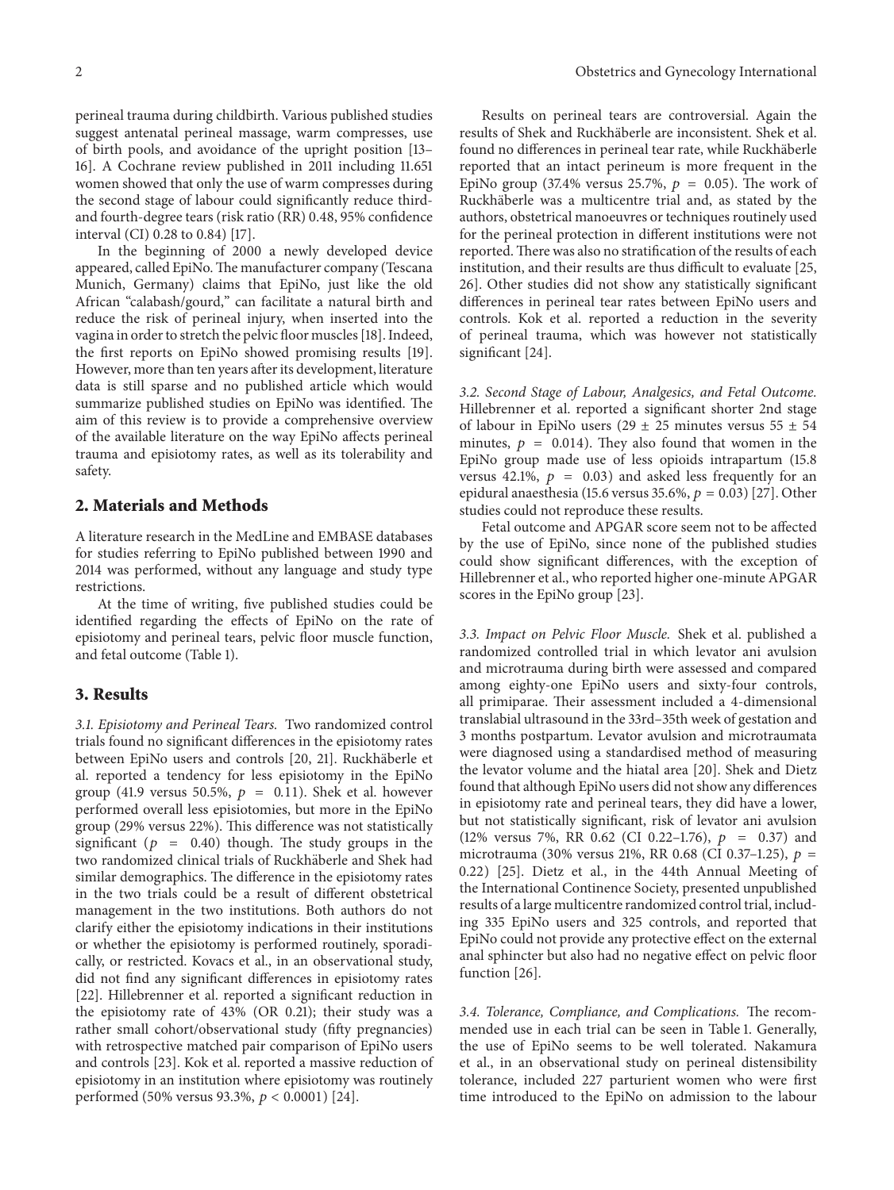perineal trauma during childbirth. Various published studies suggest antenatal perineal massage, warm compresses, use of birth pools, and avoidance of the upright position [13–16]. A Cochrane review published in 2011 including 11.651 women showed that only the use of warm compresses during the second stage of labour could significantly reduce third- and fourth-degree tears (risk ratio (RR) 0.48, 95% confidence interval (CI) 0.28 to 0.84) [17].

In the beginning of 2000 a newly developed device appeared, called EpiNo. The manufacturer company (Tescana Munich, Germany) claims that EpiNo, just like the old African "calabash/gourd," can facilitate a natural birth and reduce the risk of perineal injury, when inserted into the vagina in order to stretch the pelvic floor muscles [18]. Indeed, the first reports on EpiNo showed promising results [19]. However, more than ten years after its development, literature data is still sparse and no published article which would summarize published studies on EpiNo was identified. The aim of this review is to provide a comprehensive overview of the available literature on the way EpiNo affects perineal trauma and episiotomy rates, as well as its tolerability and safety.

## 2. Materials and Methods

A literature research in the MedLine and EMBASE databases for studies referring to EpiNo published between 1990 and 2014 was performed, without any language and study type restrictions.

At the time of writing, five published studies could be identified regarding the effects of EpiNo on the rate of episiotomy and perineal tears, pelvic floor muscle function, and fetal outcome (Table 1).

## 3. Results

*3.1. Episiotomy and Perineal Tears.* Two randomized control trials found no significant differences in the episiotomy rates between EpiNo users and controls [20, 21]. Ruckhäberle et al. reported a tendency for less episiotomy in the EpiNo group (41.9 versus 50.5%, $p = 0.11$). Shek et al. however performed overall less episiotomies, but more in the EpiNo group (29% versus 22%). This difference was not statistically significant ($p = 0.40$) though. The study groups in the two randomized clinical trials of Ruckhäberle and Shek had similar demographics. The difference in the episiotomy rates in the two trials could be a result of different obstetrical management in the two institutions. Both authors do not clarify either the episiotomy indications in their institutions or whether the episiotomy is performed routinely, sporadically, or restricted. Kovacs et al., in an observational study, did not find any significant differences in episiotomy rates [22]. Hillebrenner et al. reported a significant reduction in the episiotomy rate of 43% (OR 0.21); their study was a rather small cohort/observational study (fifty pregnancies) with retrospective matched pair comparison of EpiNo users and controls [23]. Kok et al. reported a massive reduction of episiotomy in an institution where episiotomy was routinely performed (50% versus 93.3%, $p < 0.0001$) [24].

Results on perineal tears are controversial. Again the results of Shek and Ruckhäberle are inconsistent. Shek et al. found no differences in perineal tear rate, while Ruckhäberle reported that an intact perineum is more frequent in the EpiNo group (37.4% versus 25.7%, $p = 0.05$). The work of Ruckhäberle was a multicentre trial and, as stated by the authors, obstetrical manoeuvres or techniques routinely used for the perineal protection in different institutions were not reported. There was also no stratification of the results of each institution, and their results are thus difficult to evaluate [25, 26]. Other studies did not show any statistically significant differences in perineal tear rates between EpiNo users and controls. Kok et al. reported a reduction in the severity of perineal trauma, which was however not statistically significant [24].

*3.2. Second Stage of Labour, Analgesics, and Fetal Outcome.* Hillebrenner et al. reported a significant shorter 2nd stage of labour in EpiNo users ($29 \pm 25$ minutes versus $55 \pm 54$ minutes, $p = 0.014$). They also found that women in the EpiNo group made use of less opioids intrapartum (15.8 versus 42.1%, $p = 0.03$) and asked less frequently for an epidural anaesthesia (15.6 versus 35.6%, $p = 0.03$) [27]. Other studies could not reproduce these results.

Fetal outcome and APGAR score seem not to be affected by the use of EpiNo, since none of the published studies could show significant differences, with the exception of Hillebrenner et al., who reported higher one-minute APGAR scores in the EpiNo group [23].

*3.3. Impact on Pelvic Floor Muscle.* Shek et al. published a randomized controlled trial in which levator ani avulsion and microtrauma during birth were assessed and compared among eighty-one EpiNo users and sixty-four controls, all primiparae. Their assessment included a 4-dimensional translabial ultrasound in the 33rd–35th week of gestation and 3 months postpartum. Levator avulsion and microtraumata were diagnosed using a standardised method of measuring the levator volume and the hiatal area [20]. Shek and Dietz found that although EpiNo users did not show any differences in episiotomy rate and perineal tears, they did have a lower, but not statistically significant, risk of levator ani avulsion (12% versus 7%, RR 0.62 (CI 0.22–1.76), $p = 0.37$) and microtrauma (30% versus 21%, RR 0.68 (CI 0.37–1.25), $p = 0.22$) [25]. Dietz et al., in the 44th Annual Meeting of the International Continence Society, presented unpublished results of a large multicentre randomized control trial, including 335 EpiNo users and 325 controls, and reported that EpiNo could not provide any protective effect on the external anal sphincter but also had no negative effect on pelvic floor function [26].

*3.4. Tolerance, Compliance, and Complications.* The recommended use in each trial can be seen in Table 1. Generally, the use of EpiNo seems to be well tolerated. Nakamura et al., in an observational study on perineal distensibility tolerance, included 227 parturient women who were first time introduced to the EpiNo on admission to the labour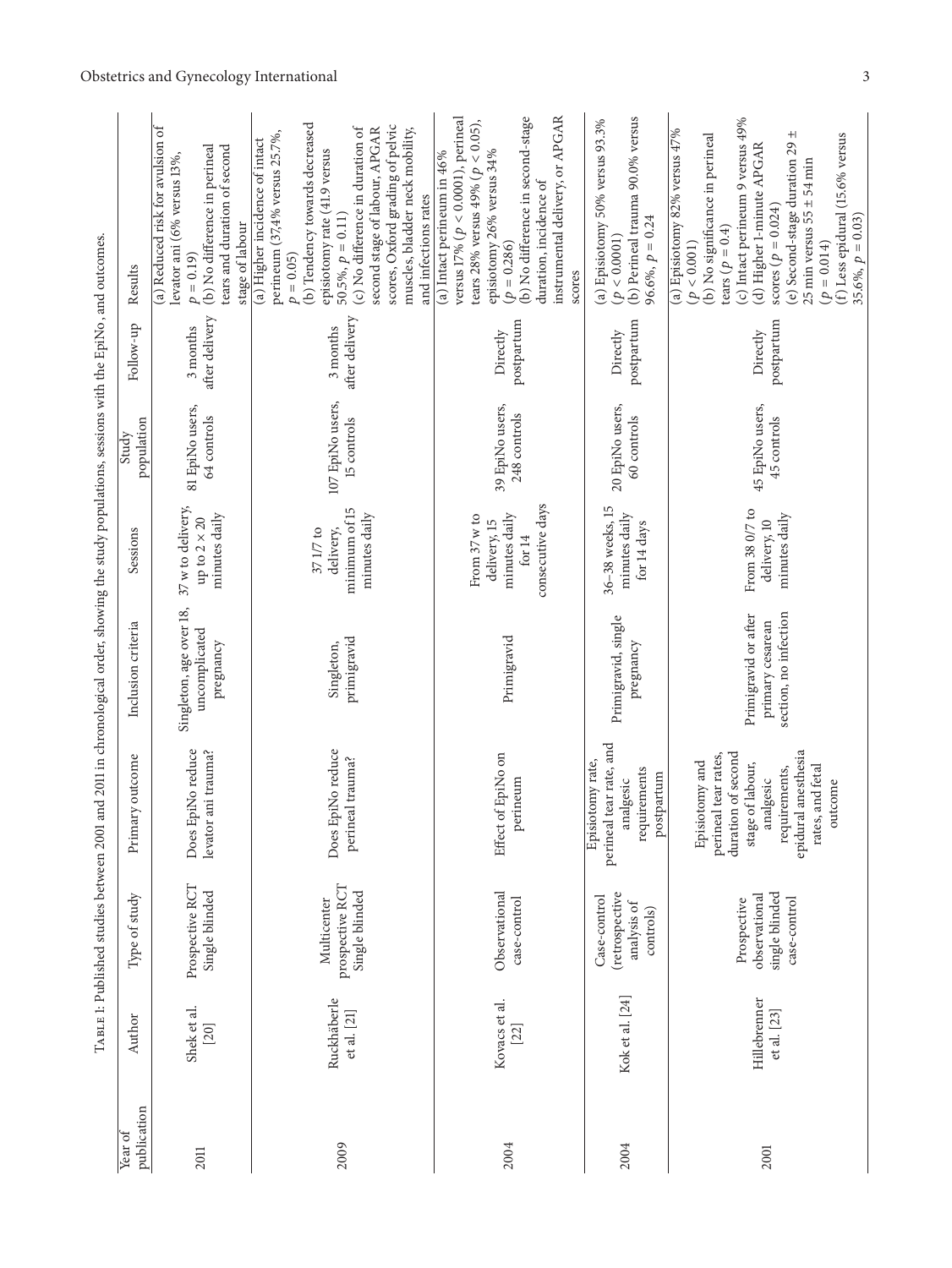Table 1: Published studies between 2001 and 2011 in chronological order, showing the study populations, sessions with the EpiNo, and outcomes.

| Year of publication | Author | Type of study | Primary outcome | Inclusion criteria | Sessions | Study population | Follow-up | Results |
|---|---|---|---|---|---|---|---|---|
| 2011 | Shek et al. [20] | Prospective RCT Single blinded | Does EpiNo reduce levator ani trauma? | Singleton, age over 18, uncomplicated pregnancy | 37 w to delivery, up to 2 × 20 minutes daily | 81 EpiNo users, 64 controls | 3 months after delivery | (a) Reduced risk for avulsion of levator ani (6% versus 13%, $p = 0.19$) (b) No difference in perineal tears and duration of second stage of labour |
| 2009 | Ruckhäberle et al. [21] | Multicenter prospective RCT Single blinded | Does EpiNo reduce perineal trauma? | Singleton, primigravid | 37 1/7 to delivery, minimum of 15 minutes daily | 107 EpiNo users, 15 controls | 3 months after delivery | (a) Higher incidence of intact perineum (37,4% versus 25.7%, $p = 0.05$) (b) Tendency towards decreased episiotomy rate (41.9 versus 50.5%, $p = 0.11$) (c) No difference in duration of second stage of labour, APGAR scores, Oxford grading of pelvic muscles, bladder neck mobility, and infections rates |
| 2004 | Kovacs et al. [22] | Observational case-control | Effect of EpiNo on perineum | Primigravid | From 37 w to delivery, 15 minutes daily for 14 consecutive days | 39 EpiNo users, 248 controls | Directly postpartum | (a) Intact perineum in 46% versus 17% ($p < 0.0001$), perineal tears 28% versus 49% ($p < 0.05$), episiotomy 26% versus 34% ($p = 0.286$) (b) No difference in second-stage duration, incidence of instrumental delivery, or APGAR scores |
| 2004 | Kok et al. [24] | Case-control (retrospective analysis of controls) | Episiotomy rate, perineal tear rate, and analgesic requirements postpartum | Primigravid, single pregnancy | 36–38 weeks, 15 minutes daily for 14 days | 20 EpiNo users, 60 controls | Directly postpartum | (a) Episiotomy 50% versus 93.3% ($p < 0.0001$) (b) Perineal trauma 90.0% versus 96.6%, $p = 0.24$ |
| 2001 | Hillebrenner et al. [23] | Prospective observational single blinded case-control | Episiotomy and perineal tear rates, duration of second stage of labour, analgesic requirements, epidural anesthesia rates, and fetal outcome | Primigravid or after primary cesarean section, no infection | From 38 0/7 to delivery, 10 minutes daily | 45 EpiNo users, 45 controls | Directly postpartum | (a) Episiotomy 82% versus 47% ($p < 0.001$) (b) No significance in perineal tears ($p = 0.4$) (c) Intact perineum 9 versus 49% (d) Higher 1-minute APGAR scores ($p = 0.024$) (e) Second-stage duration 29 ± 25 min versus 55 ± 54 min ($p = 0.014$) (f) Less epidural (15.6% versus 35.6%, $p = 0.03$) |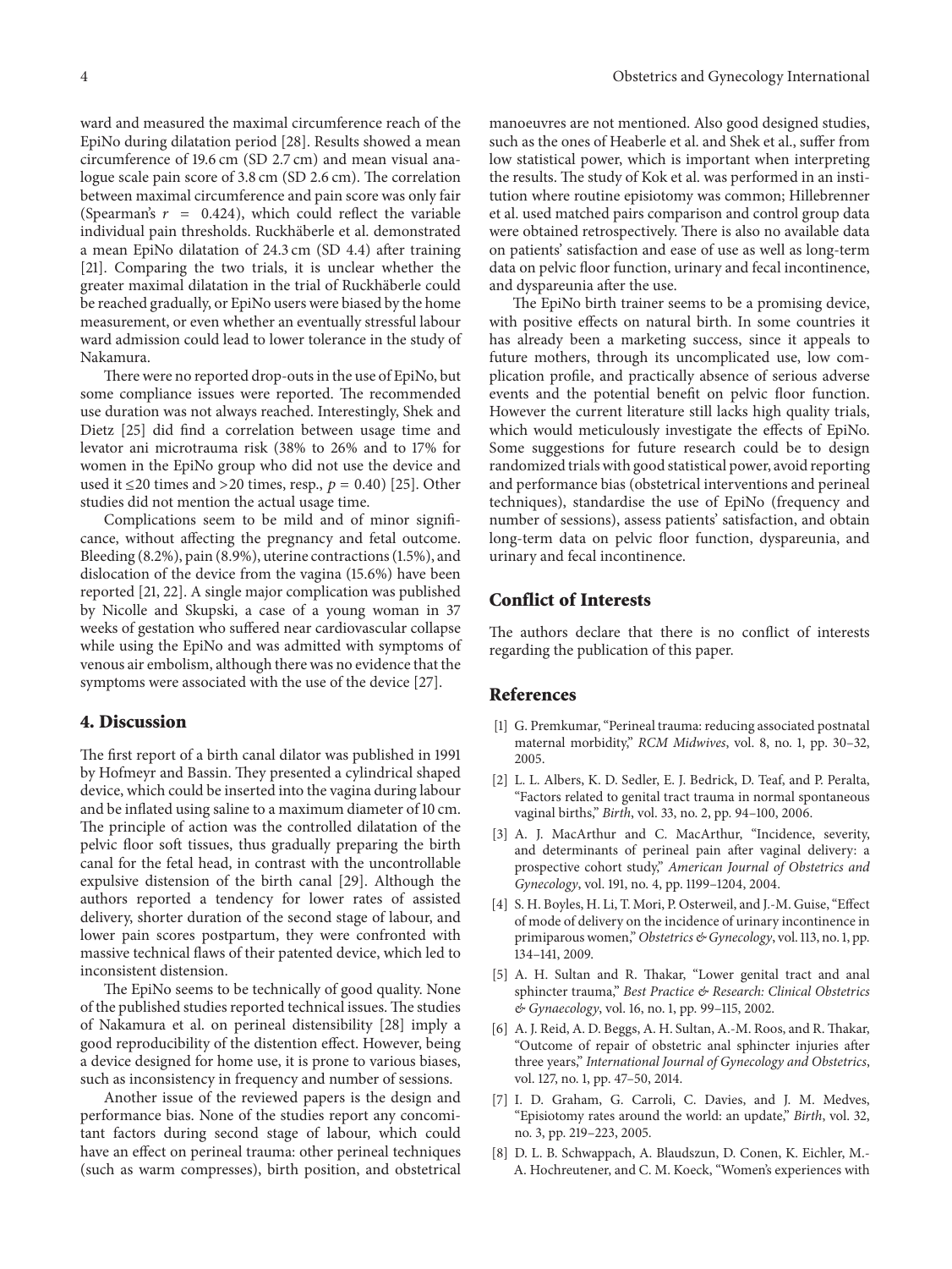ward and measured the maximal circumference reach of the EpiNo during dilatation period [28]. Results showed a mean circumference of 19.6 cm (SD 2.7 cm) and mean visual analogue scale pain score of 3.8 cm (SD 2.6 cm). The correlation between maximal circumference and pain score was only fair (Spearman's $r = 0.424$), which could reflect the variable individual pain thresholds. Ruckhäberle et al. demonstrated a mean EpiNo dilatation of 24.3 cm (SD 4.4) after training [21]. Comparing the two trials, it is unclear whether the greater maximal dilatation in the trial of Ruckhäberle could be reached gradually, or EpiNo users were biased by the home measurement, or even whether an eventually stressful labour ward admission could lead to lower tolerance in the study of Nakamura.

There were no reported drop-outs in the use of EpiNo, but some compliance issues were reported. The recommended use duration was not always reached. Interestingly, Shek and Dietz [25] did find a correlation between usage time and levator ani microtrauma risk (38% to 26% and to 17% for women in the EpiNo group who did not use the device and used it ≤20 times and >20 times, resp., $p = 0.40$) [25]. Other studies did not mention the actual usage time.

Complications seem to be mild and of minor significance, without affecting the pregnancy and fetal outcome. Bleeding (8.2%), pain (8.9%), uterine contractions (1.5%), and dislocation of the device from the vagina (15.6%) have been reported [21, 22]. A single major complication was published by Nicolle and Skupski, a case of a young woman in 37 weeks of gestation who suffered near cardiovascular collapse while using the EpiNo and was admitted with symptoms of venous air embolism, although there was no evidence that the symptoms were associated with the use of the device [27].

## 4. Discussion

The first report of a birth canal dilator was published in 1991 by Hofmeyr and Bassin. They presented a cylindrical shaped device, which could be inserted into the vagina during labour and be inflated using saline to a maximum diameter of 10 cm. The principle of action was the controlled dilatation of the pelvic floor soft tissues, thus gradually preparing the birth canal for the fetal head, in contrast with the uncontrollable expulsive distension of the birth canal [29]. Although the authors reported a tendency for lower rates of assisted delivery, shorter duration of the second stage of labour, and lower pain scores postpartum, they were confronted with massive technical flaws of their patented device, which led to inconsistent distension.

The EpiNo seems to be technically of good quality. None of the published studies reported technical issues. The studies of Nakamura et al. on perineal distensibility [28] imply a good reproducibility of the distention effect. However, being a device designed for home use, it is prone to various biases, such as inconsistency in frequency and number of sessions.

Another issue of the reviewed papers is the design and performance bias. None of the studies report any concomitant factors during second stage of labour, which could have an effect on perineal trauma: other perineal techniques (such as warm compresses), birth position, and obstetrical manoeuvres are not mentioned. Also good designed studies, such as the ones of Heaberle et al. and Shek et al., suffer from low statistical power, which is important when interpreting the results. The study of Kok et al. was performed in an institution where routine episiotomy was common; Hillebrenner et al. used matched pairs comparison and control group data were obtained retrospectively. There is also no available data on patients' satisfaction and ease of use as well as long-term data on pelvic floor function, urinary and fecal incontinence, and dyspareunia after the use.

The EpiNo birth trainer seems to be a promising device, with positive effects on natural birth. In some countries it has already been a marketing success, since it appeals to future mothers, through its uncomplicated use, low complication profile, and practically absence of serious adverse events and the potential benefit on pelvic floor function. However the current literature still lacks high quality trials, which would meticulously investigate the effects of EpiNo. Some suggestions for future research could be to design randomized trials with good statistical power, avoid reporting and performance bias (obstetrical interventions and perineal techniques), standardise the use of EpiNo (frequency and number of sessions), assess patients' satisfaction, and obtain long-term data on pelvic floor function, dyspareunia, and urinary and fecal incontinence.

## Conflict of Interests

The authors declare that there is no conflict of interests regarding the publication of this paper.

## References

[1] G. Premkumar, "Perineal trauma: reducing associated postnatal maternal morbidity," *RCM Midwives*, vol. 8, no. 1, pp. 30–32, 2005.

[2] L. L. Albers, K. D. Sedler, E. J. Bedrick, D. Teaf, and P. Peralta, "Factors related to genital tract trauma in normal spontaneous vaginal births," *Birth*, vol. 33, no. 2, pp. 94–100, 2006.

[3] A. J. MacArthur and C. MacArthur, "Incidence, severity, and determinants of perineal pain after vaginal delivery: a prospective cohort study," *American Journal of Obstetrics and Gynecology*, vol. 191, no. 4, pp. 1199–1204, 2004.

[4] S. H. Boyles, H. Li, T. Mori, P. Osterweil, and J.-M. Guise, "Effect of mode of delivery on the incidence of urinary incontinence in primiparous women," *Obstetrics & Gynecology*, vol. 113, no. 1, pp. 134–141, 2009.

[5] A. H. Sultan and R. Thakar, "Lower genital tract and anal sphincter trauma," *Best Practice & Research: Clinical Obstetrics & Gynaecology*, vol. 16, no. 1, pp. 99–115, 2002.

[6] A. J. Reid, A. D. Beggs, A. H. Sultan, A.-M. Roos, and R. Thakar, "Outcome of repair of obstetric anal sphincter injuries after three years," *International Journal of Gynecology and Obstetrics*, vol. 127, no. 1, pp. 47–50, 2014.

[7] I. D. Graham, G. Carroli, C. Davies, and J. M. Medves, "Episiotomy rates around the world: an update," *Birth*, vol. 32, no. 3, pp. 219–223, 2005.

[8] D. L. B. Schwappach, A. Blaudszun, D. Conen, K. Eichler, M.-A. Hochreutener, and C. M. Koeck, "Women's experiences with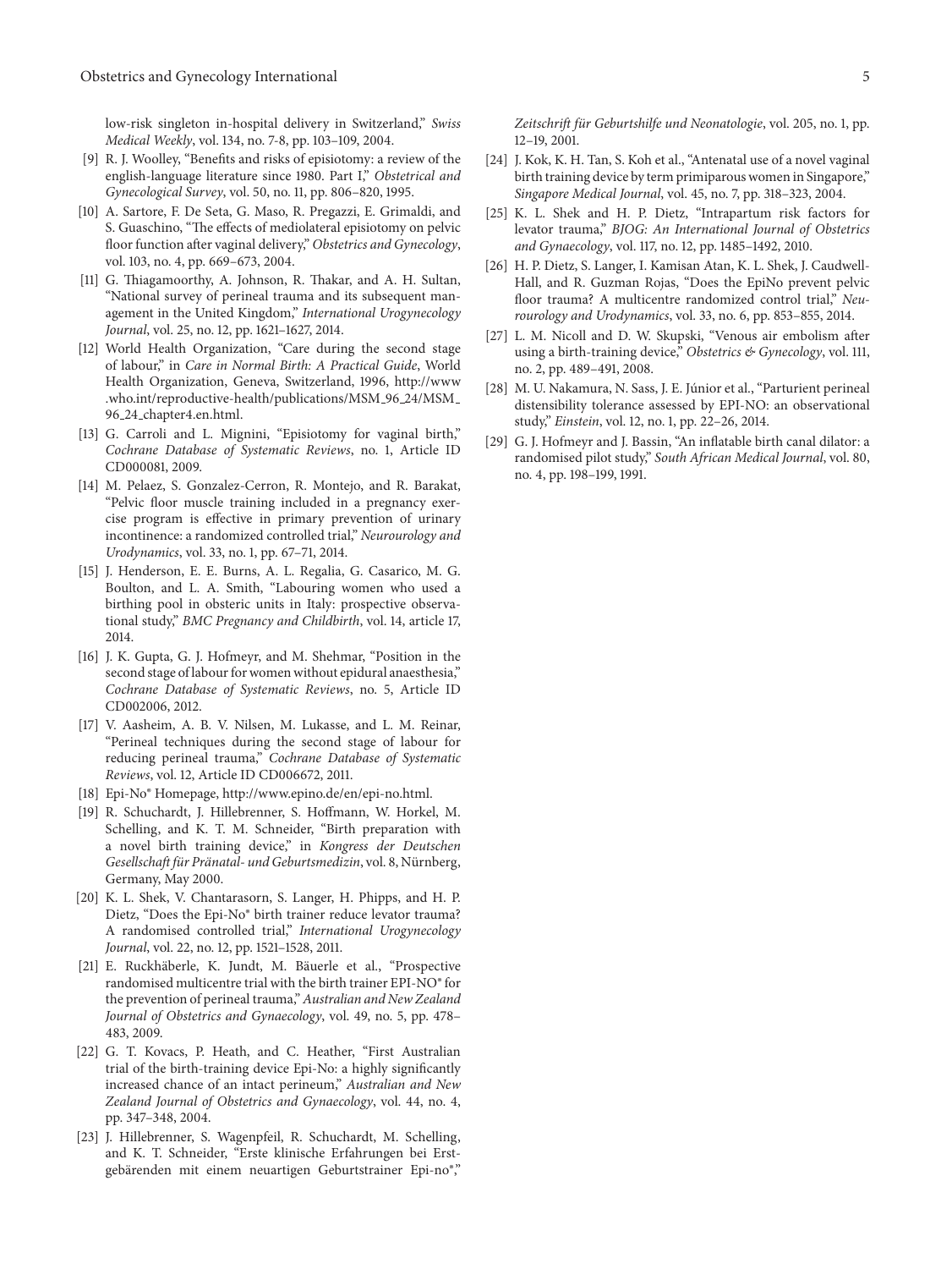low-risk singleton in-hospital delivery in Switzerland," *Swiss Medical Weekly*, vol. 134, no. 7-8, pp. 103–109, 2004.

[9] R. J. Woolley, "Benefits and risks of episiotomy: a review of the english-language literature since 1980. Part I," *Obstetrical and Gynecological Survey*, vol. 50, no. 11, pp. 806–820, 1995.

[10] A. Sartore, F. De Seta, G. Maso, R. Pregazzi, E. Grimaldi, and S. Guaschino, "The effects of mediolateral episiotomy on pelvic floor function after vaginal delivery," *Obstetrics and Gynecology*, vol. 103, no. 4, pp. 669–673, 2004.

[11] G. Thiagamoorthy, A. Johnson, R. Thakar, and A. H. Sultan, "National survey of perineal trauma and its subsequent management in the United Kingdom," *International Urogynecology Journal*, vol. 25, no. 12, pp. 1621–1627, 2014.

[12] World Health Organization, "Care during the second stage of labour," in *Care in Normal Birth: A Practical Guide*, World Health Organization, Geneva, Switzerland, 1996, http://www.who.int/reproductive-health/publications/MSM_96_24/MSM_96_24_chapter4.en.html.

[13] G. Carroli and L. Mignini, "Episiotomy for vaginal birth," *Cochrane Database of Systematic Reviews*, no. 1, Article ID CD000081, 2009.

[14] M. Pelaez, S. Gonzalez-Cerron, R. Montejo, and R. Barakat, "Pelvic floor muscle training included in a pregnancy exercise program is effective in primary prevention of urinary incontinence: a randomized controlled trial," *Neurourology and Urodynamics*, vol. 33, no. 1, pp. 67–71, 2014.

[15] J. Henderson, E. E. Burns, A. L. Regalia, G. Casarico, M. G. Boulton, and L. A. Smith, "Labouring women who used a birthing pool in obsteric units in Italy: prospective observational study," *BMC Pregnancy and Childbirth*, vol. 14, article 17, 2014.

[16] J. K. Gupta, G. J. Hofmeyr, and M. Shehmar, "Position in the second stage of labour for women without epidural anaesthesia," *Cochrane Database of Systematic Reviews*, no. 5, Article ID CD002006, 2012.

[17] V. Aasheim, A. B. V. Nilsen, M. Lukasse, and L. M. Reinar, "Perineal techniques during the second stage of labour for reducing perineal trauma," *Cochrane Database of Systematic Reviews*, vol. 12, Article ID CD006672, 2011.

[18] Epi-No® Homepage, http://www.epino.de/en/epi-no.html.

[19] R. Schuchardt, J. Hillebrenner, S. Hoffmann, W. Horkel, M. Schelling, and K. T. M. Schneider, "Birth preparation with a novel birth training device," in *Kongress der Deutschen Gesellschaft für Pränatal- und Geburtsmedizin*, vol. 8, Nürnberg, Germany, May 2000.

[20] K. L. Shek, V. Chantarasorn, S. Langer, H. Phipps, and H. P. Dietz, "Does the Epi-No® birth trainer reduce levator trauma? A randomised controlled trial," *International Urogynecology Journal*, vol. 22, no. 12, pp. 1521–1528, 2011.

[21] E. Ruckhäberle, K. Jundt, M. Bäuerle et al., "Prospective randomised multicentre trial with the birth trainer EPI-NO® for the prevention of perineal trauma," *Australian and New Zealand Journal of Obstetrics and Gynaecology*, vol. 49, no. 5, pp. 478–483, 2009.

[22] G. T. Kovacs, P. Heath, and C. Heather, "First Australian trial of the birth-training device Epi-No: a highly significantly increased chance of an intact perineum," *Australian and New Zealand Journal of Obstetrics and Gynaecology*, vol. 44, no. 4, pp. 347–348, 2004.

[23] J. Hillebrenner, S. Wagenpfeil, R. Schuchardt, M. Schelling, and K. T. Schneider, "Erste klinische Erfahrungen bei Erstgebärenden mit einem neuartigen Geburtstrainer Epi-no®," *Zeitschrift für Geburtshilfe und Neonatologie*, vol. 205, no. 1, pp. 12–19, 2001.

[24] J. Kok, K. H. Tan, S. Koh et al., "Antenatal use of a novel vaginal birth training device by term primiparous women in Singapore," *Singapore Medical Journal*, vol. 45, no. 7, pp. 318–323, 2004.

[25] K. L. Shek and H. P. Dietz, "Intrapartum risk factors for levator trauma," *BJOG: An International Journal of Obstetrics and Gynaecology*, vol. 117, no. 12, pp. 1485–1492, 2010.

[26] H. P. Dietz, S. Langer, I. Kamisan Atan, K. L. Shek, J. Caudwell-Hall, and R. Guzman Rojas, "Does the EpiNo prevent pelvic floor trauma? A multicentre randomized control trial," *Neurourology and Urodynamics*, vol. 33, no. 6, pp. 853–855, 2014.

[27] L. M. Nicoll and D. W. Skupski, "Venous air embolism after using a birth-training device," *Obstetrics & Gynecology*, vol. 111, no. 2, pp. 489–491, 2008.

[28] M. U. Nakamura, N. Sass, J. E. Júnior et al., "Parturient perineal distensibility tolerance assessed by EPI-NO: an observational study," *Einstein*, vol. 12, no. 1, pp. 22–26, 2014.

[29] G. J. Hofmeyr and J. Bassin, "An inflatable birth canal dilator: a randomised pilot study," *South African Medical Journal*, vol. 80, no. 4, pp. 198–199, 1991.